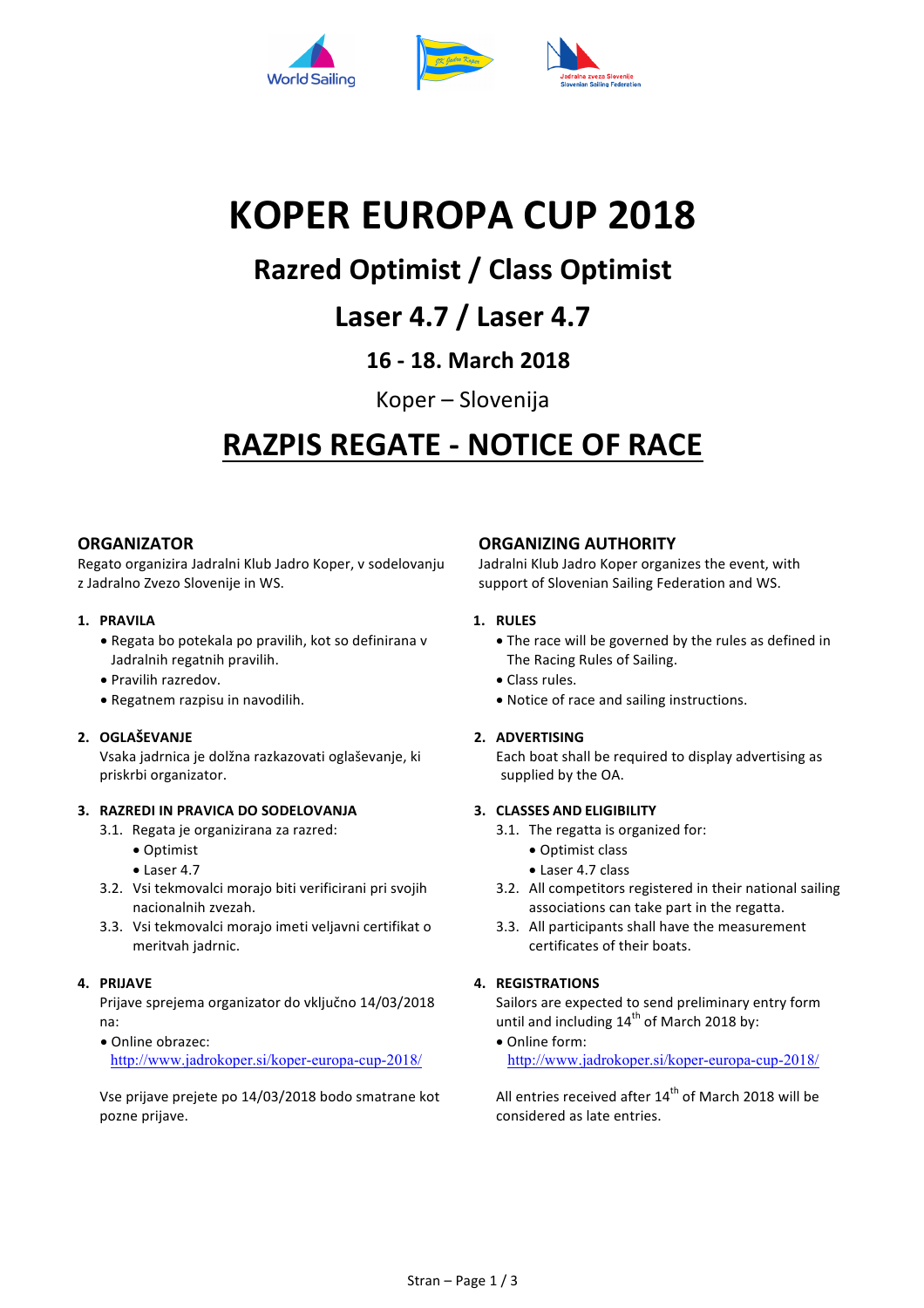# KOPER EUROPA CUP 2018

## Razred Optimist / Class Optimist

## Laser 4.7 / Laser 4.7

### 16 - 18. March 2018

Koper – Slovenija

## RAZPIS REGATE - NOTICE OF RACE

### ORGANIZATOR

Regato organizira Jadralni Klub Jadro Koper, v sodelovanju z Jadralno Zvezo Slovenije in WS.

**1. PRAVILA**

- Regata bo potekala po pravilih, kot so definirana v Jadralnih regatnih pravilih.
- Pravilih razredov.
- Regatnem razpisu in navodilih.

**2. OGLAŠEVANJE**

Vsaka jadrnica je dolžna razkazovati oglaševanje, ki priskrbi organizator.

**3. RAZREDI IN PRAVICA DO SODELOVANJA**

3.1. Regata je organizirana za razred:

- Optimist
- Laser 4.7

3.2. Vsi tekmovalci morajo biti verificirani pri svojih nacionalnih zvezah.

3.3. Vsi tekmovalci morajo imeti veljavni certifikat o meritvah jadrnic.

**4. PRIJAVE**

Prijave sprejema organizator do vključno 14/03/2018 na:

- Online obrazec: http://www.jadrokoper.si/koper-europa-cup-2018/

Vse prijave prejete po 14/03/2018 bodo smatrane kot pozne prijave.

### ORGANIZING AUTHORITY

Jadralni Klub Jadro Koper organizes the event, with support of Slovenian Sailing Federation and WS.

**1. RULES**

- The race will be governed by the rules as defined in The Racing Rules of Sailing.
- Class rules.
- Notice of race and sailing instructions.

**2. ADVERTISING**

Each boat shall be required to display advertising as supplied by the OA.

**3. CLASSES AND ELIGIBILITY**

3.1. The regatta is organized for:

- Optimist class
- Laser 4.7 class

3.2. All competitors registered in their national sailing associations can take part in the regatta.

3.3. All participants shall have the measurement certificates of their boats.

**4. REGISTRATIONS**

Sailors are expected to send preliminary entry form until and including 14th of March 2018 by:

- Online form: http://www.jadrokoper.si/koper-europa-cup-2018/

All entries received after 14th of March 2018 will be considered as late entries.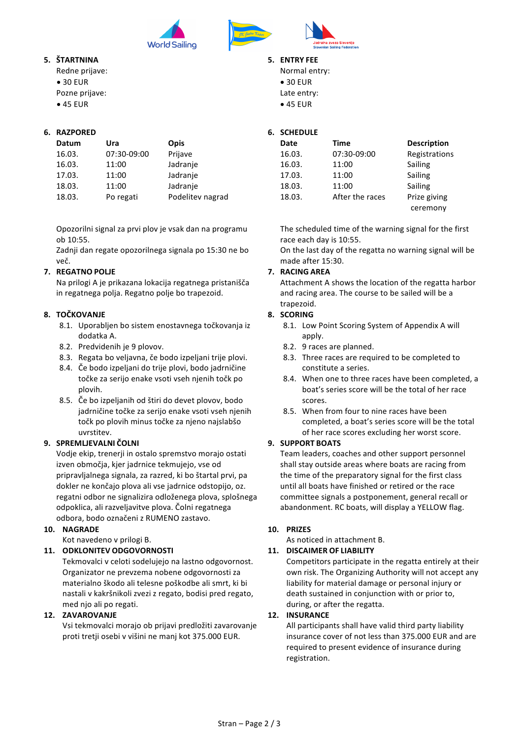## 5. ŠTARTNINA

Redne prijave:

- 30 EUR

Pozne prijave:

- 45 EUR

## 6. RAZPORED

| Datum | Ura | Opis |
|---|---|---|
| 16.03. | 07:30-09:00 | Prijave |
| 16.03. | 11:00 | Jadranje |
| 17.03. | 11:00 | Jadranje |
| 18.03. | 11:00 | Jadranje |
| 18.03. | Po regati | Podelitev nagrad |

Opozorilni signal za prvi plov je vsak dan na programu ob 10:55.
Zadnji dan regate opozorilnega signala po 15:30 ne bo več.

## 7. REGATNO POLJE

Na prilogi A je prikazana lokacija regatnega pristanišča in regatnega polja. Regatno polje bo trapezoid.

## 8. TOČKOVANJE

8.1. Uporabljen bo sistem enostavnega točkovanja iz dodatka A.

8.2. Predvidenih je 9 plovov.

8.3. Regata bo veljavna, če bodo izpeljani trije plovi.

8.4. Če bodo izpeljani do trije plovi, bodo jadrničine točke za serijo enake vsoti vseh njenih točk po plovih.

8.5. Če bo izpeljanih od štiri do devet plovov, bodo jadrničine točke za serijo enake vsoti vseh njenih točk po plovih minus točke za njeno najslabšo uvrstitev.

## 9. SPREMLJEVALNI ČOLNI

Vodje ekip, trenerji in ostalo spremstvo morajo ostati izven območja, kjer jadrnice tekmujejo, vse od pripravljalnega signala, za razred, ki bo štartal prvi, pa dokler ne končajo plova ali vse jadrnice odstopijo, oz. regatni odbor ne signalizira odloženega plova, splošnega odpoklica, ali razveljavitve plova. Čolni regatnega odbora, bodo označeni z RUMENO zastavo.

## 10. NAGRADE

Kot navedeno v prilogi B.

## 11. ODKLONITEV ODGOVORNOSTI

Tekmovalci v celoti sodelujejo na lastno odgovornost. Organizator ne prevzema nobene odgovornosti za materialno škodo ali telesne poškodbe ali smrt, ki bi nastali v kakršnikoli zvezi z regato, bodisi pred regato, med njo ali po regati.

## 12. ZAVAROVANJE

Vsi tekmovalci morajo ob prijavi predložiti zavarovanje proti tretji osebi v višini ne manj kot 375.000 EUR.

## 5. ENTRY FEE

Normal entry:

- 30 EUR

Late entry:

- 45 EUR

## 6. SCHEDULE

| Date | Time | Description |
|---|---|---|
| 16.03. | 07:30-09:00 | Registrations |
| 16.03. | 11:00 | Sailing |
| 17.03. | 11:00 | Sailing |
| 18.03. | 11:00 | Sailing |
| 18.03. | After the races | Prize giving ceremony |

The scheduled time of the warning signal for the first race each day is 10:55.
On the last day of the regatta no warning signal will be made after 15:30.

## 7. RACING AREA

Attachment A shows the location of the regatta harbor and racing area. The course to be sailed will be a trapezoid.

## 8. SCORING

8.1. Low Point Scoring System of Appendix A will apply.

8.2. 9 races are planned.

8.3. Three races are required to be completed to constitute a series.

8.4. When one to three races have been completed, a boat's series score will be the total of her race scores.

8.5. When from four to nine races have been completed, a boat's series score will be the total of her race scores excluding her worst score.

## 9. SUPPORT BOATS

Team leaders, coaches and other support personnel shall stay outside areas where boats are racing from the time of the preparatory signal for the first class until all boats have finished or retired or the race committee signals a postponement, general recall or abandonment. RC boats, will display a YELLOW flag.

## 10. PRIZES

As noticed in attachment B.

## 11. DISCAIMER OF LIABILITY

Competitors participate in the regatta entirely at their own risk. The Organizing Authority will not accept any liability for material damage or personal injury or death sustained in conjunction with or prior to, during, or after the regatta.

## 12. INSURANCE

All participants shall have valid third party liability insurance cover of not less than 375.000 EUR and are required to present evidence of insurance during registration.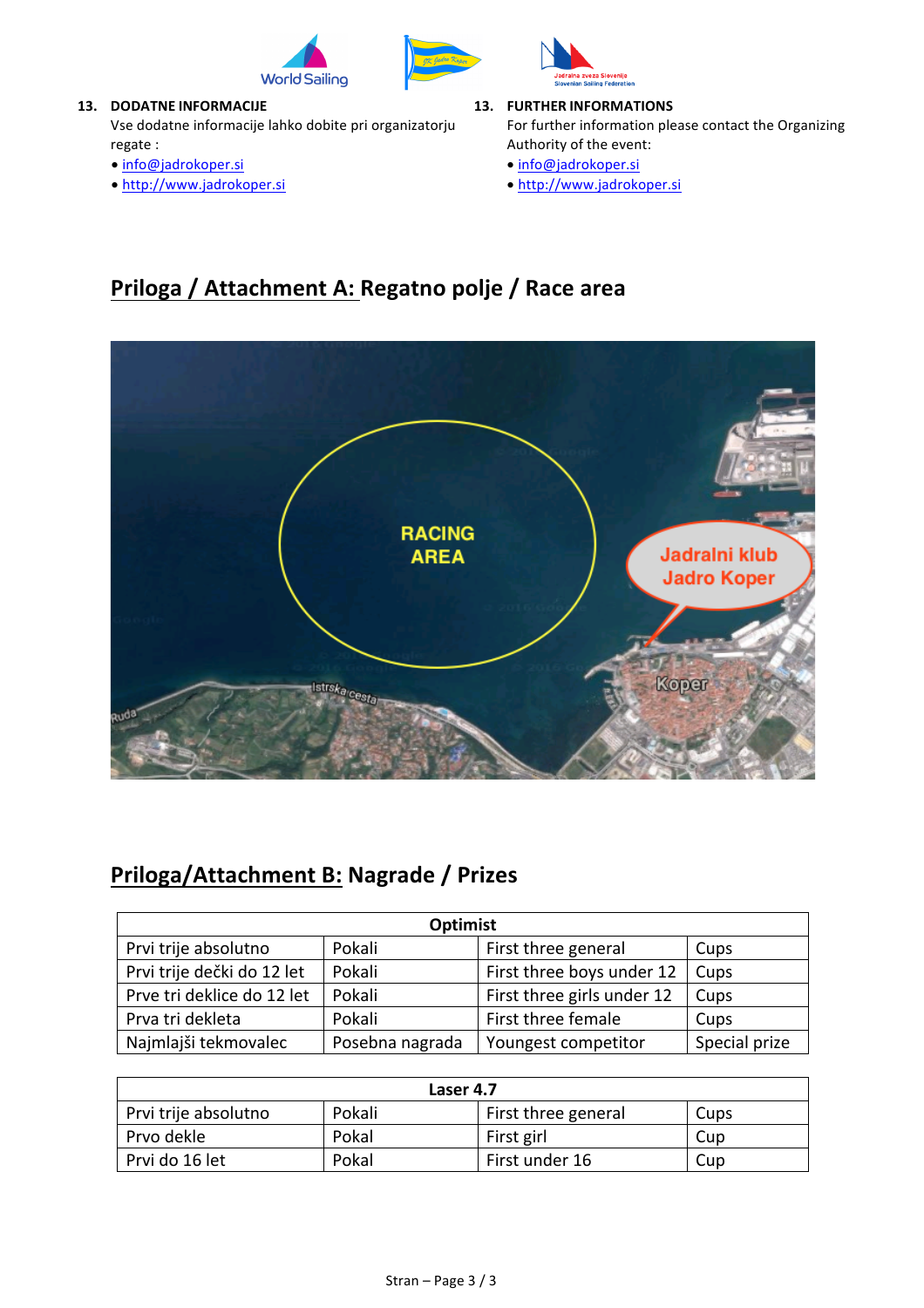**13. DODATNE INFORMACIJE**

Vse dodatne informacije lahko dobite pri organizatorju regate :

- info@jadrokoper.si
- http://www.jadrokoper.si

**13. FURTHER INFORMATIONS**

For further information please contact the Organizing Authority of the event:

- info@jadrokoper.si
- http://www.jadrokoper.si

## Priloga / Attachment A: Regatno polje / Race area

RACING AREA

Jadralni klub Jadro Koper

Koper

Istrska cesta

Ruda

## Priloga/Attachment B: Nagrade / Prizes

| Optimist | | | |
|---|---|---|---|
| Prvi trije absolutno | Pokali | First three general | Cups |
| Prvi trije dečki do 12 let | Pokali | First three boys under 12 | Cups |
| Prve tri deklice do 12 let | Pokali | First three girls under 12 | Cups |
| Prva tri dekleta | Pokali | First three female | Cups |
| Najmlajši tekmovalec | Posebna nagrada | Youngest competitor | Special prize |

| Laser 4.7 | | | |
|---|---|---|---|
| Prvi trije absolutno | Pokali | First three general | Cups |
| Prvo dekle | Pokal | First girl | Cup |
| Prvi do 16 let | Pokal | First under 16 | Cup |